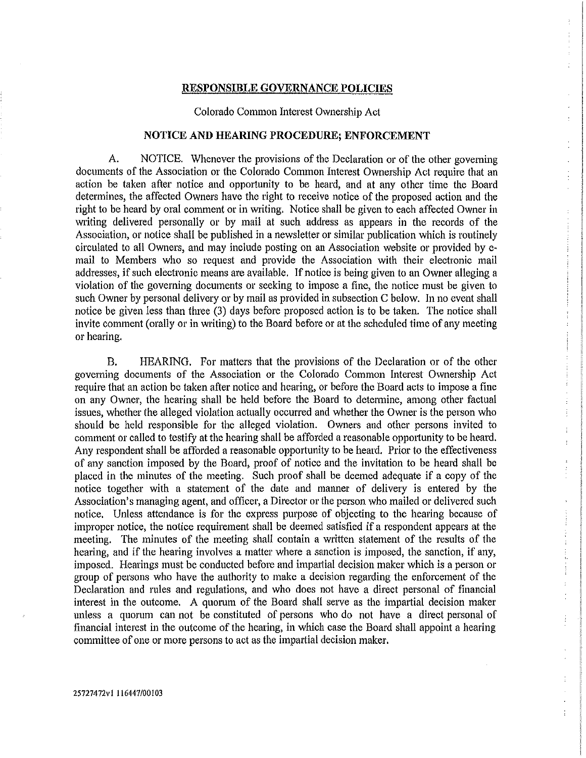# RESPONSIBLE GOVERNANCE POLICIES

Colorado Common Interest Ownership Act

## NOTICE AND HEARING PROCEDURE; ENFORCEMENT

A. NOTICE. Whenever the provisions of the Declaration or of the other governing documents of the Association or the Colorado Common Interest Ownership Act require that an action be taken after notice and opportunity to be heard, and at any other time the Board determines, the affected Owners have the right to receive notice of the proposed action and the right to be heard by oral comment or in writing. Notice shall be given to each affected Owner in writing delivered personally or by mail at such address as appears in the records of the Association, or notice shall be published in a newsletter or similar publication which is routinely circulated to all Owners, and may include posting on an Association website or provided by e-mail to Members who so request and provide the Association with their electronic mail addresses, if such electronic means are available. If notice is being given to an Owner alleging a violation of the governing documents or seeking to impose a fine, the notice must be given to such Owner by personal delivery or by mail as provided in subsection C below. In no event shall notice be given less than three (3) days before proposed action is to be taken. The notice shall invite comment (orally or in writing) to the Board before or at the scheduled time of any meeting or hearing.

B. HEARING. For matters that the provisions of the Declaration or of the other governing documents of the Association or the Colorado Common Interest Ownership Act require that an action be taken after notice and hearing, or before the Board acts to impose a fine on any Owner, the hearing shall be held before the Board to determine, among other factual issues, whether the alleged violation actually occurred and whether the Owner is the person who should be held responsible for the alleged violation. Owners and other persons invited to comment or called to testify at the hearing shall be afforded a reasonable opportunity to be heard. Any respondent shall be afforded a reasonable opportunity to be heard. Prior to the effectiveness of any sanction imposed by the Board, proof of notice and the invitation to be heard shall be placed in the minutes of the meeting. Such proof shall be deemed adequate if a copy of the notice together with a statement of the date and manner of delivery is entered by the Association's managing agent, and officer, a Director or the person who mailed or delivered such notice. Unless attendance is for the express purpose of objecting to the hearing because of improper notice, the notice requirement shall be deemed satisfied if a respondent appears at the meeting. The minutes of the meeting shall contain a written statement of the results of the hearing, and if the hearing involves a matter where a sanction is imposed, the sanction, if any, imposed. Hearings must be conducted before and impartial decision maker which is a person or group of persons who have the authority to make a decision regarding the enforcement of the Declaration and rules and regulations, and who does not have a direct personal of financial interest in the outcome. A quorum of the Board shall serve as the impartial decision maker unless a quorum can not be constituted of persons who do not have a direct personal of financial interest in the outcome of the hearing, in which case the Board shall appoint a hearing committee of one or more persons to act as the impartial decision maker.

25727472v1 116447/00103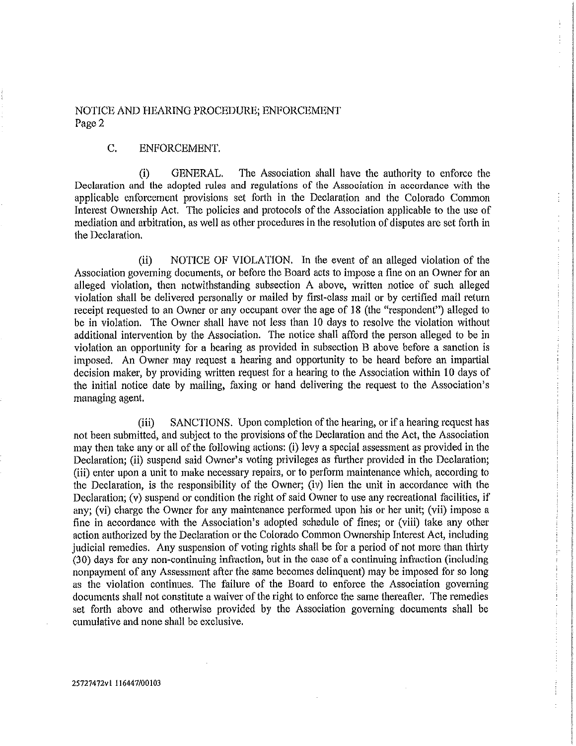## C. ENFORCEMENT.

(i) GENERAL. The Association shall have the authority to enforce the Declaration and the adopted rules and regulations of the Association in accordance with the applicable enforcement provisions set forth in the Declaration and the Colorado Common Interest Ownership Act. The policies and protocols of the Association applicable to the use of mediation and arbitration, as well as other procedures in the resolution of disputes are set forth in the Declaration.

(ii) NOTICE OF VIOLATION. In the event of an alleged violation of the Association governing documents, or before the Board acts to impose a fine on an Owner for an alleged violation, then notwithstanding subsection A above, written notice of such alleged violation shall be delivered personally or mailed by first-class mail or by certified mail return receipt requested to an Owner or any occupant over the age of 18 (the "respondent") alleged to be in violation. The Owner shall have not less than 10 days to resolve the violation without additional intervention by the Association. The notice shall afford the person alleged to be in violation an opportunity for a hearing as provided in subsection B above before a sanction is imposed. An Owner may request a hearing and opportunity to be heard before an impartial decision maker, by providing written request for a hearing to the Association within 10 days of the initial notice date by mailing, faxing or hand delivering the request to the Association's managing agent.

(iii) SANCTIONS. Upon completion of the hearing, or if a hearing request has not been submitted, and subject to the provisions of the Declaration and the Act, the Association may then take any or all of the following actions: (i) levy a special assessment as provided in the Declaration; (ii) suspend said Owner's voting privileges as further provided in the Declaration; (iii) enter upon a unit to make necessary repairs, or to perform maintenance which, according to the Declaration, is the responsibility of the Owner; (iv) lien the unit in accordance with the Declaration; (v) suspend or condition the right of said Owner to use any recreational facilities, if any; (vi) charge the Owner for any maintenance performed upon his or her unit; (vii) impose a fine in accordance with the Association's adopted schedule of fines; or (viii) take any other action authorized by the Declaration or the Colorado Common Ownership Interest Act, including judicial remedies. Any suspension of voting rights shall be for a period of not more than thirty (30) days for any non-continuing infraction, but in the case of a continuing infraction (including nonpayment of any Assessment after the same becomes delinquent) may be imposed for so long as the violation continues. The failure of the Board to enforce the Association governing documents shall not constitute a waiver of the right to enforce the same thereafter. The remedies set forth above and otherwise provided by the Association governing documents shall be cumulative and none shall be exclusive.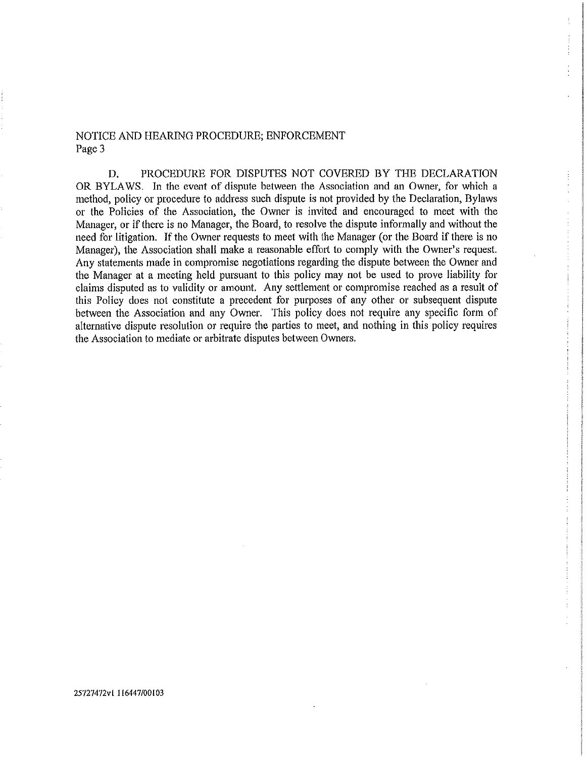D. PROCEDURE FOR DISPUTES NOT COVERED BY THE DECLARATION OR BYLAWS. In the event of dispute between the Association and an Owner, for which a method, policy or procedure to address such dispute is not provided by the Declaration, Bylaws or the Policies of the Association, the Owner is invited and encouraged to meet with the Manager, or if there is no Manager, the Board, to resolve the dispute informally and without the need for litigation. If the Owner requests to meet with the Manager (or the Board if there is no Manager), the Association shall make a reasonable effort to comply with the Owner's request. Any statements made in compromise negotiations regarding the dispute between the Owner and the Manager at a meeting held pursuant to this policy may not be used to prove liability for claims disputed as to validity or amount. Any settlement or compromise reached as a result of this Policy does not constitute a precedent for purposes of any other or subsequent dispute between the Association and any Owner. This policy does not require any specific form of alternative dispute resolution or require the parties to meet, and nothing in this policy requires the Association to mediate or arbitrate disputes between Owners.

25727472v1 116447/00103